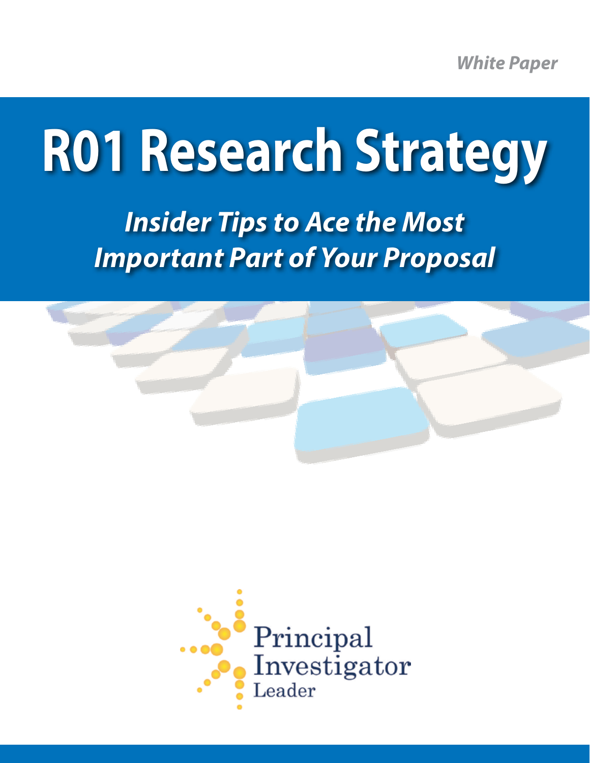*White Paper*

# R01 Research Strategy

## *Insider Tips to Ace the Most Important Part of Your Proposal*

Principal Investigator Leader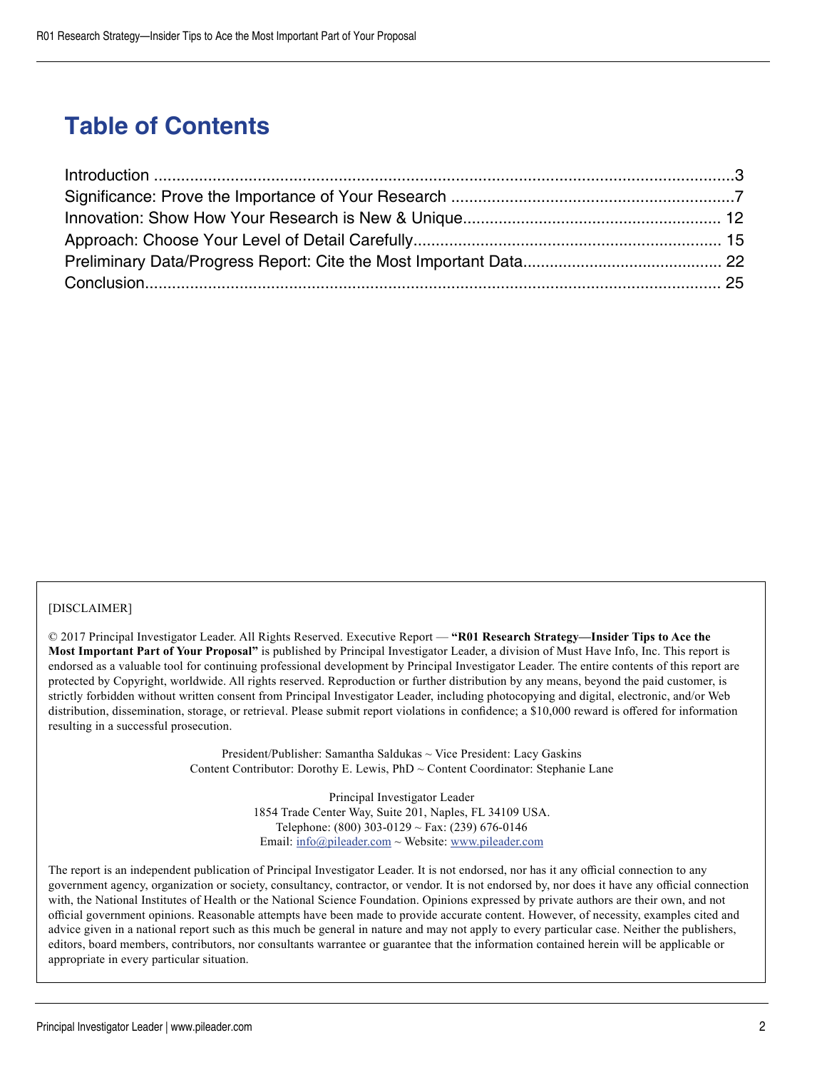# Table of Contents

Introduction ....................................................................................................................................3
Significance: Prove the Importance of Your Research ...............................................................7
Innovation: Show How Your Research is New & Unique......................................................... 12
Approach: Choose Your Level of Detail Carefully.................................................................... 15
Preliminary Data/Progress Report: Cite the Most Important Data............................................ 22
Conclusion................................................................................................................................ 25

[DISCLAIMER]

© 2017 Principal Investigator Leader. All Rights Reserved. Executive Report — **"R01 Research Strategy—Insider Tips to Ace the Most Important Part of Your Proposal"** is published by Principal Investigator Leader, a division of Must Have Info, Inc. This report is endorsed as a valuable tool for continuing professional development by Principal Investigator Leader. The entire contents of this report are protected by Copyright, worldwide. All rights reserved. Reproduction or further distribution by any means, beyond the paid customer, is strictly forbidden without written consent from Principal Investigator Leader, including photocopying and digital, electronic, and/or Web distribution, dissemination, storage, or retrieval. Please submit report violations in confidence; a $10,000 reward is offered for information resulting in a successful prosecution.

President/Publisher: Samantha Saldukas ~ Vice President: Lacy Gaskins
Content Contributor: Dorothy E. Lewis, PhD ~ Content Coordinator: Stephanie Lane

Principal Investigator Leader
1854 Trade Center Way, Suite 201, Naples, FL 34109 USA.
Telephone: (800) 303-0129 ~ Fax: (239) 676-0146
Email: info@pileader.com ~ Website: www.pileader.com

The report is an independent publication of Principal Investigator Leader. It is not endorsed, nor has it any official connection to any government agency, organization or society, consultancy, contractor, or vendor. It is not endorsed by, nor does it have any official connection with, the National Institutes of Health or the National Science Foundation. Opinions expressed by private authors are their own, and not official government opinions. Reasonable attempts have been made to provide accurate content. However, of necessity, examples cited and advice given in a national report such as this much be general in nature and may not apply to every particular case. Neither the publishers, editors, board members, contributors, nor consultants warrantee or guarantee that the information contained herein will be applicable or appropriate in every particular situation.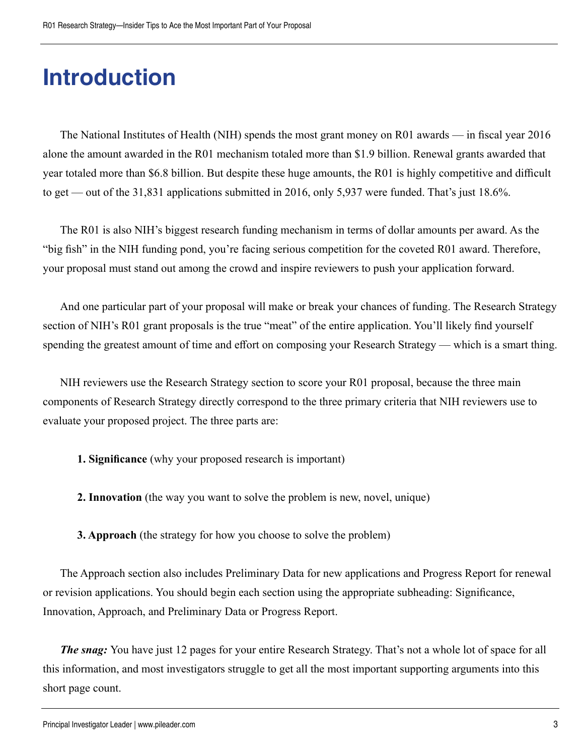# Introduction

The National Institutes of Health (NIH) spends the most grant money on R01 awards — in fiscal year 2016 alone the amount awarded in the R01 mechanism totaled more than $1.9 billion. Renewal grants awarded that year totaled more than $6.8 billion. But despite these huge amounts, the R01 is highly competitive and difficult to get — out of the 31,831 applications submitted in 2016, only 5,937 were funded. That's just 18.6%.

The R01 is also NIH's biggest research funding mechanism in terms of dollar amounts per award. As the "big fish" in the NIH funding pond, you're facing serious competition for the coveted R01 award. Therefore, your proposal must stand out among the crowd and inspire reviewers to push your application forward.

And one particular part of your proposal will make or break your chances of funding. The Research Strategy section of NIH's R01 grant proposals is the true "meat" of the entire application. You'll likely find yourself spending the greatest amount of time and effort on composing your Research Strategy — which is a smart thing.

NIH reviewers use the Research Strategy section to score your R01 proposal, because the three main components of Research Strategy directly correspond to the three primary criteria that NIH reviewers use to evaluate your proposed project. The three parts are:

1. **Significance** (why your proposed research is important)
2. **Innovation** (the way you want to solve the problem is new, novel, unique)
3. **Approach** (the strategy for how you choose to solve the problem)

The Approach section also includes Preliminary Data for new applications and Progress Report for renewal or revision applications. You should begin each section using the appropriate subheading: Significance, Innovation, Approach, and Preliminary Data or Progress Report.

***The snag:*** You have just 12 pages for your entire Research Strategy. That's not a whole lot of space for all this information, and most investigators struggle to get all the most important supporting arguments into this short page count.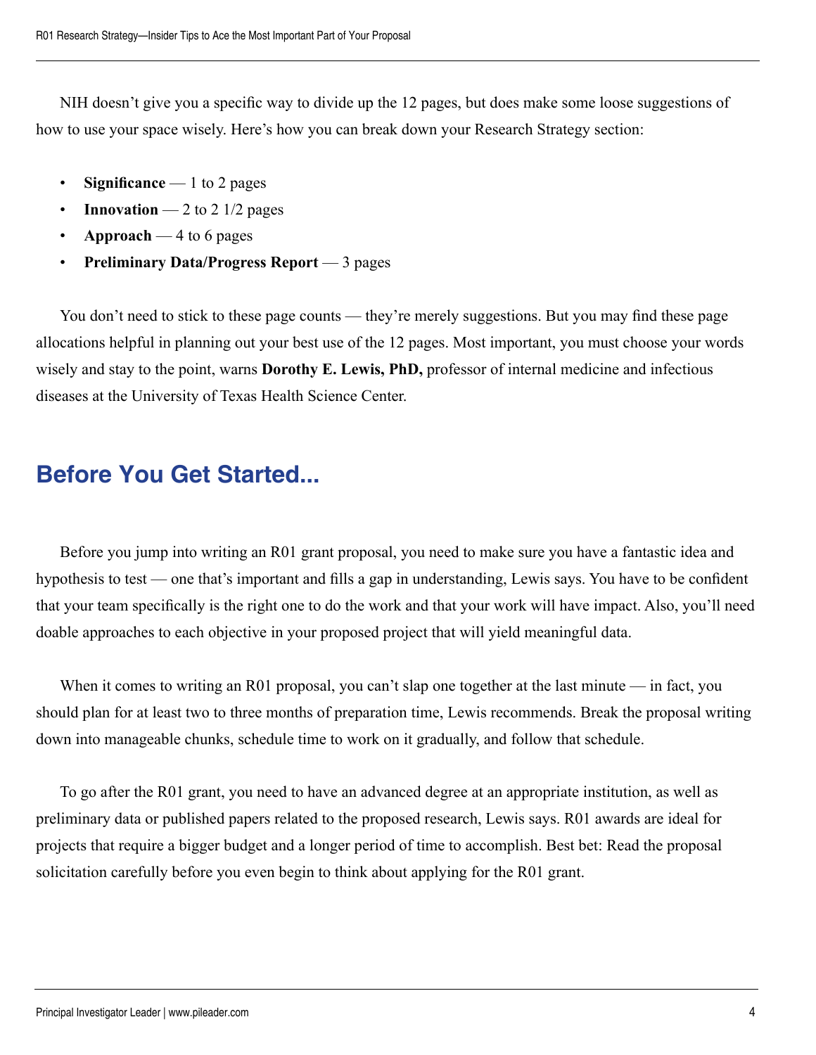NIH doesn't give you a specific way to divide up the 12 pages, but does make some loose suggestions of how to use your space wisely. Here's how you can break down your Research Strategy section:

- **Significance** — 1 to 2 pages
- **Innovation** — 2 to 2 1/2 pages
- **Approach** — 4 to 6 pages
- **Preliminary Data/Progress Report** — 3 pages

You don't need to stick to these page counts — they're merely suggestions. But you may find these page allocations helpful in planning out your best use of the 12 pages. Most important, you must choose your words wisely and stay to the point, warns **Dorothy E. Lewis, PhD,** professor of internal medicine and infectious diseases at the University of Texas Health Science Center.

## Before You Get Started...

Before you jump into writing an R01 grant proposal, you need to make sure you have a fantastic idea and hypothesis to test — one that's important and fills a gap in understanding, Lewis says. You have to be confident that your team specifically is the right one to do the work and that your work will have impact. Also, you'll need doable approaches to each objective in your proposed project that will yield meaningful data.

When it comes to writing an R01 proposal, you can't slap one together at the last minute — in fact, you should plan for at least two to three months of preparation time, Lewis recommends. Break the proposal writing down into manageable chunks, schedule time to work on it gradually, and follow that schedule.

To go after the R01 grant, you need to have an advanced degree at an appropriate institution, as well as preliminary data or published papers related to the proposed research, Lewis says. R01 awards are ideal for projects that require a bigger budget and a longer period of time to accomplish. Best bet: Read the proposal solicitation carefully before you even begin to think about applying for the R01 grant.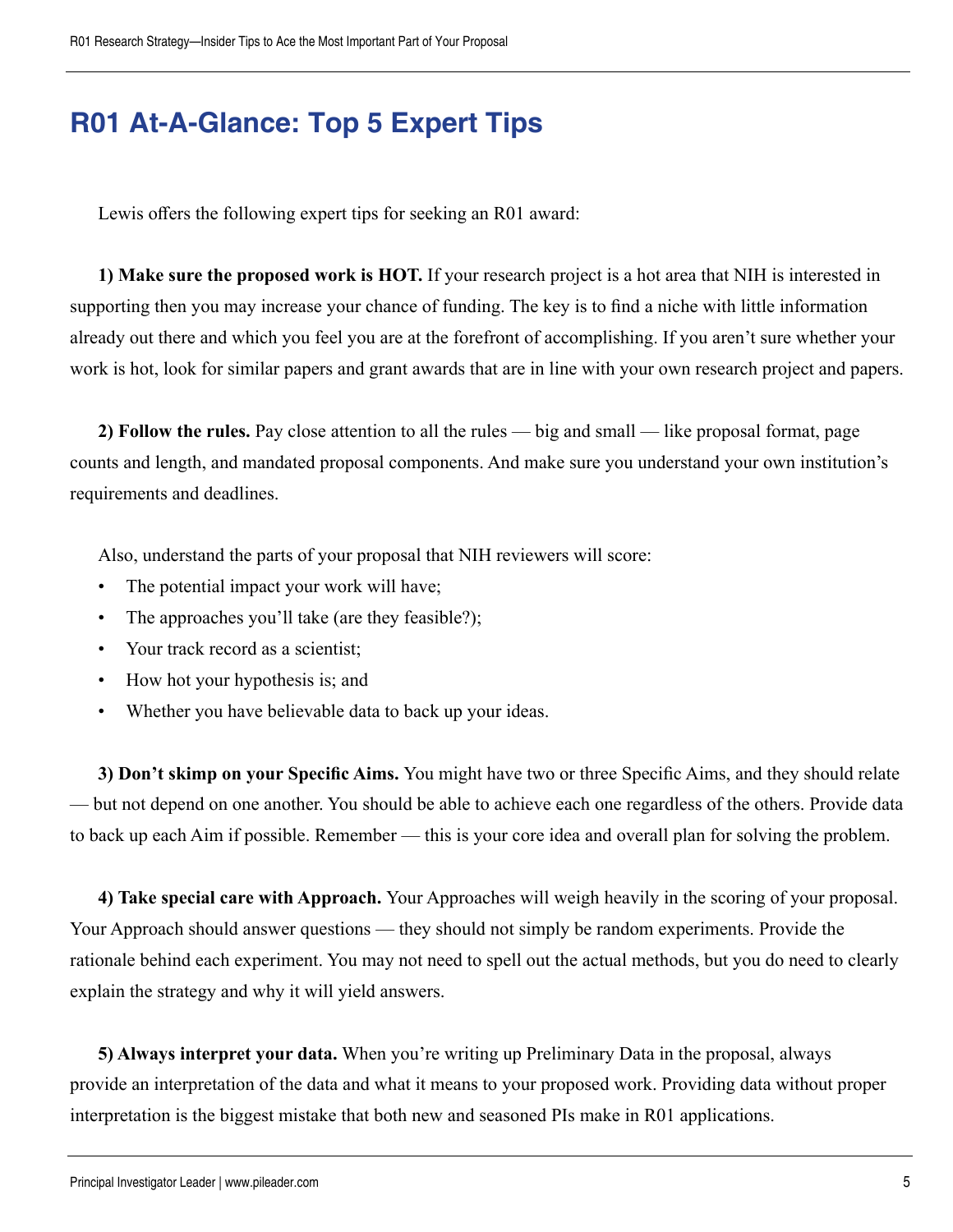# R01 At-A-Glance: Top 5 Expert Tips

Lewis offers the following expert tips for seeking an R01 award:

**1) Make sure the proposed work is HOT.** If your research project is a hot area that NIH is interested in supporting then you may increase your chance of funding. The key is to find a niche with little information already out there and which you feel you are at the forefront of accomplishing. If you aren't sure whether your work is hot, look for similar papers and grant awards that are in line with your own research project and papers.

**2) Follow the rules.** Pay close attention to all the rules — big and small — like proposal format, page counts and length, and mandated proposal components. And make sure you understand your own institution's requirements and deadlines.

Also, understand the parts of your proposal that NIH reviewers will score:

- The potential impact your work will have;
- The approaches you'll take (are they feasible?);
- Your track record as a scientist;
- How hot your hypothesis is; and
- Whether you have believable data to back up your ideas.

**3) Don't skimp on your Specific Aims.** You might have two or three Specific Aims, and they should relate — but not depend on one another. You should be able to achieve each one regardless of the others. Provide data to back up each Aim if possible. Remember — this is your core idea and overall plan for solving the problem.

**4) Take special care with Approach.** Your Approaches will weigh heavily in the scoring of your proposal. Your Approach should answer questions — they should not simply be random experiments. Provide the rationale behind each experiment. You may not need to spell out the actual methods, but you do need to clearly explain the strategy and why it will yield answers.

**5) Always interpret your data.** When you're writing up Preliminary Data in the proposal, always provide an interpretation of the data and what it means to your proposed work. Providing data without proper interpretation is the biggest mistake that both new and seasoned PIs make in R01 applications.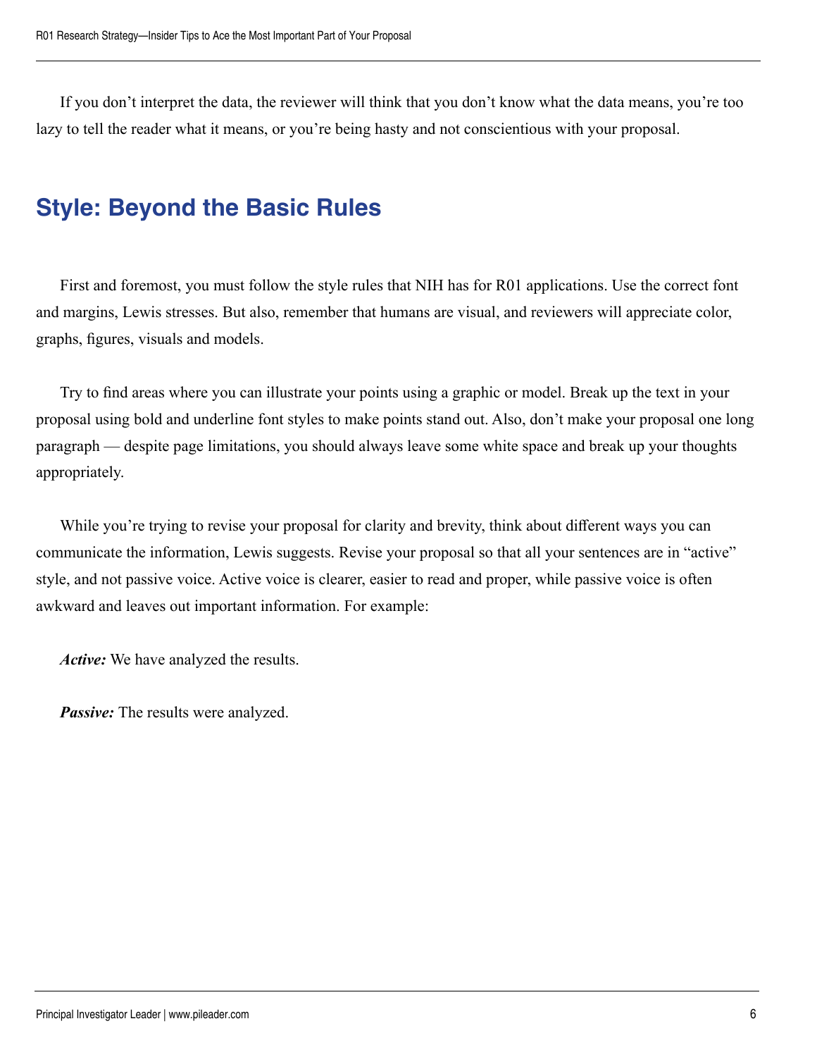If you don't interpret the data, the reviewer will think that you don't know what the data means, you're too lazy to tell the reader what it means, or you're being hasty and not conscientious with your proposal.

## Style: Beyond the Basic Rules

First and foremost, you must follow the style rules that NIH has for R01 applications. Use the correct font and margins, Lewis stresses. But also, remember that humans are visual, and reviewers will appreciate color, graphs, figures, visuals and models.

Try to find areas where you can illustrate your points using a graphic or model. Break up the text in your proposal using bold and underline font styles to make points stand out. Also, don't make your proposal one long paragraph — despite page limitations, you should always leave some white space and break up your thoughts appropriately.

While you're trying to revise your proposal for clarity and brevity, think about different ways you can communicate the information, Lewis suggests. Revise your proposal so that all your sentences are in "active" style, and not passive voice. Active voice is clearer, easier to read and proper, while passive voice is often awkward and leaves out important information. For example:

***Active:*** We have analyzed the results.

***Passive:*** The results were analyzed.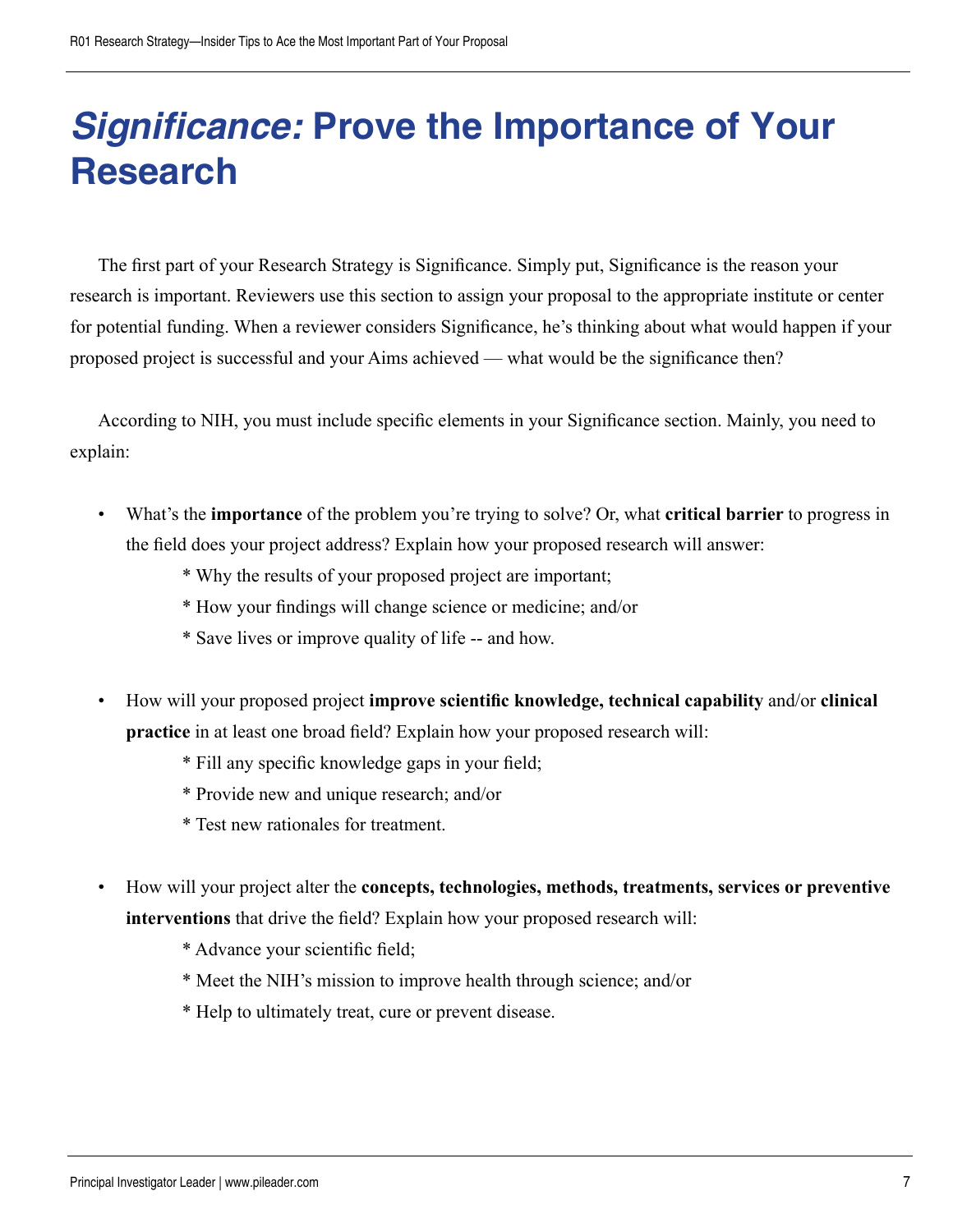# *Significance:* Prove the Importance of Your Research

The first part of your Research Strategy is Significance. Simply put, Significance is the reason your research is important. Reviewers use this section to assign your proposal to the appropriate institute or center for potential funding. When a reviewer considers Significance, he's thinking about what would happen if your proposed project is successful and your Aims achieved — what would be the significance then?

According to NIH, you must include specific elements in your Significance section. Mainly, you need to explain:

- What's the **importance** of the problem you're trying to solve? Or, what **critical barrier** to progress in the field does your project address? Explain how your proposed research will answer:
  - Why the results of your proposed project are important;
  - How your findings will change science or medicine; and/or
  - Save lives or improve quality of life -- and how.

- How will your proposed project **improve scientific knowledge, technical capability** and/or **clinical practice** in at least one broad field? Explain how your proposed research will:
  - Fill any specific knowledge gaps in your field;
  - Provide new and unique research; and/or
  - Test new rationales for treatment.

- How will your project alter the **concepts, technologies, methods, treatments, services or preventive interventions** that drive the field? Explain how your proposed research will:
  - Advance your scientific field;
  - Meet the NIH's mission to improve health through science; and/or
  - Help to ultimately treat, cure or prevent disease.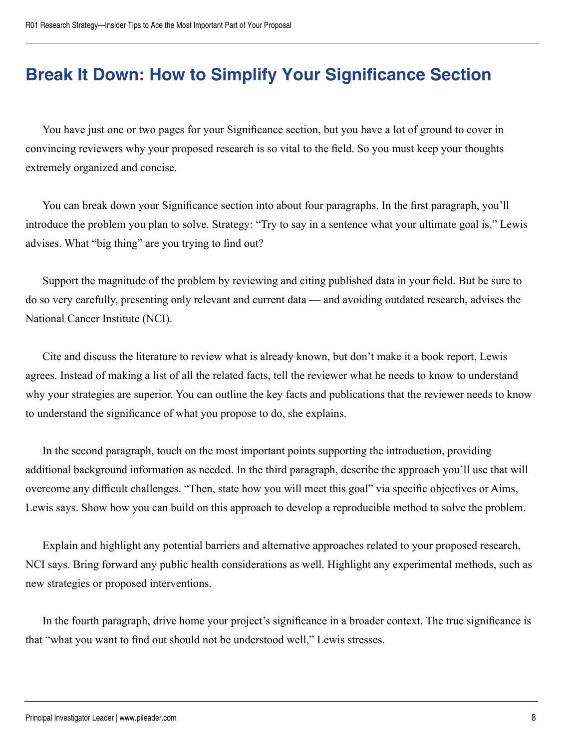# Break It Down: How to Simplify Your Significance Section

You have just one or two pages for your Significance section, but you have a lot of ground to cover in convincing reviewers why your proposed research is so vital to the field. So you must keep your thoughts extremely organized and concise.

You can break down your Significance section into about four paragraphs. In the first paragraph, you'll introduce the problem you plan to solve. Strategy: "Try to say in a sentence what your ultimate goal is," Lewis advises. What "big thing" are you trying to find out?

Support the magnitude of the problem by reviewing and citing published data in your field. But be sure to do so very carefully, presenting only relevant and current data — and avoiding outdated research, advises the National Cancer Institute (NCI).

Cite and discuss the literature to review what is already known, but don't make it a book report, Lewis agrees. Instead of making a list of all the related facts, tell the reviewer what he needs to know to understand why your strategies are superior. You can outline the key facts and publications that the reviewer needs to know to understand the significance of what you propose to do, she explains.

In the second paragraph, touch on the most important points supporting the introduction, providing additional background information as needed. In the third paragraph, describe the approach you'll use that will overcome any difficult challenges. "Then, state how you will meet this goal" via specific objectives or Aims, Lewis says. Show how you can build on this approach to develop a reproducible method to solve the problem.

Explain and highlight any potential barriers and alternative approaches related to your proposed research, NCI says. Bring forward any public health considerations as well. Highlight any experimental methods, such as new strategies or proposed interventions.

In the fourth paragraph, drive home your project's significance in a broader context. The true significance is that "what you want to find out should not be understood well," Lewis stresses.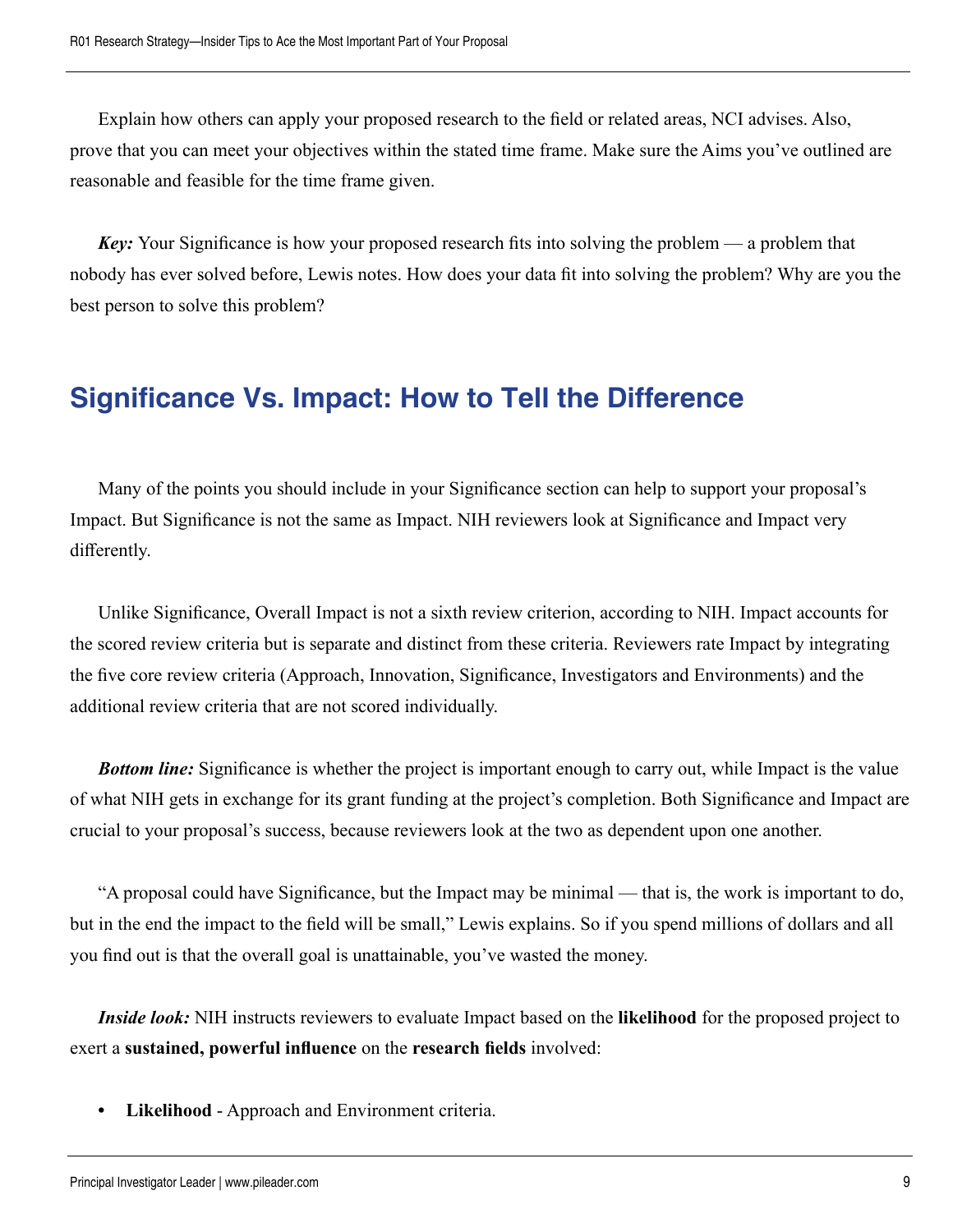Explain how others can apply your proposed research to the field or related areas, NCI advises. Also, prove that you can meet your objectives within the stated time frame. Make sure the Aims you've outlined are reasonable and feasible for the time frame given.

***Key:*** Your Significance is how your proposed research fits into solving the problem — a problem that nobody has ever solved before, Lewis notes. How does your data fit into solving the problem? Why are you the best person to solve this problem?

## Significance Vs. Impact: How to Tell the Difference

Many of the points you should include in your Significance section can help to support your proposal's Impact. But Significance is not the same as Impact. NIH reviewers look at Significance and Impact very differently.

Unlike Significance, Overall Impact is not a sixth review criterion, according to NIH. Impact accounts for the scored review criteria but is separate and distinct from these criteria. Reviewers rate Impact by integrating the five core review criteria (Approach, Innovation, Significance, Investigators and Environments) and the additional review criteria that are not scored individually.

***Bottom line:*** Significance is whether the project is important enough to carry out, while Impact is the value of what NIH gets in exchange for its grant funding at the project's completion. Both Significance and Impact are crucial to your proposal's success, because reviewers look at the two as dependent upon one another.

"A proposal could have Significance, but the Impact may be minimal — that is, the work is important to do, but in the end the impact to the field will be small," Lewis explains. So if you spend millions of dollars and all you find out is that the overall goal is unattainable, you've wasted the money.

***Inside look:*** NIH instructs reviewers to evaluate Impact based on the **likelihood** for the proposed project to exert a **sustained, powerful influence** on the **research fields** involved:

- **Likelihood** - Approach and Environment criteria.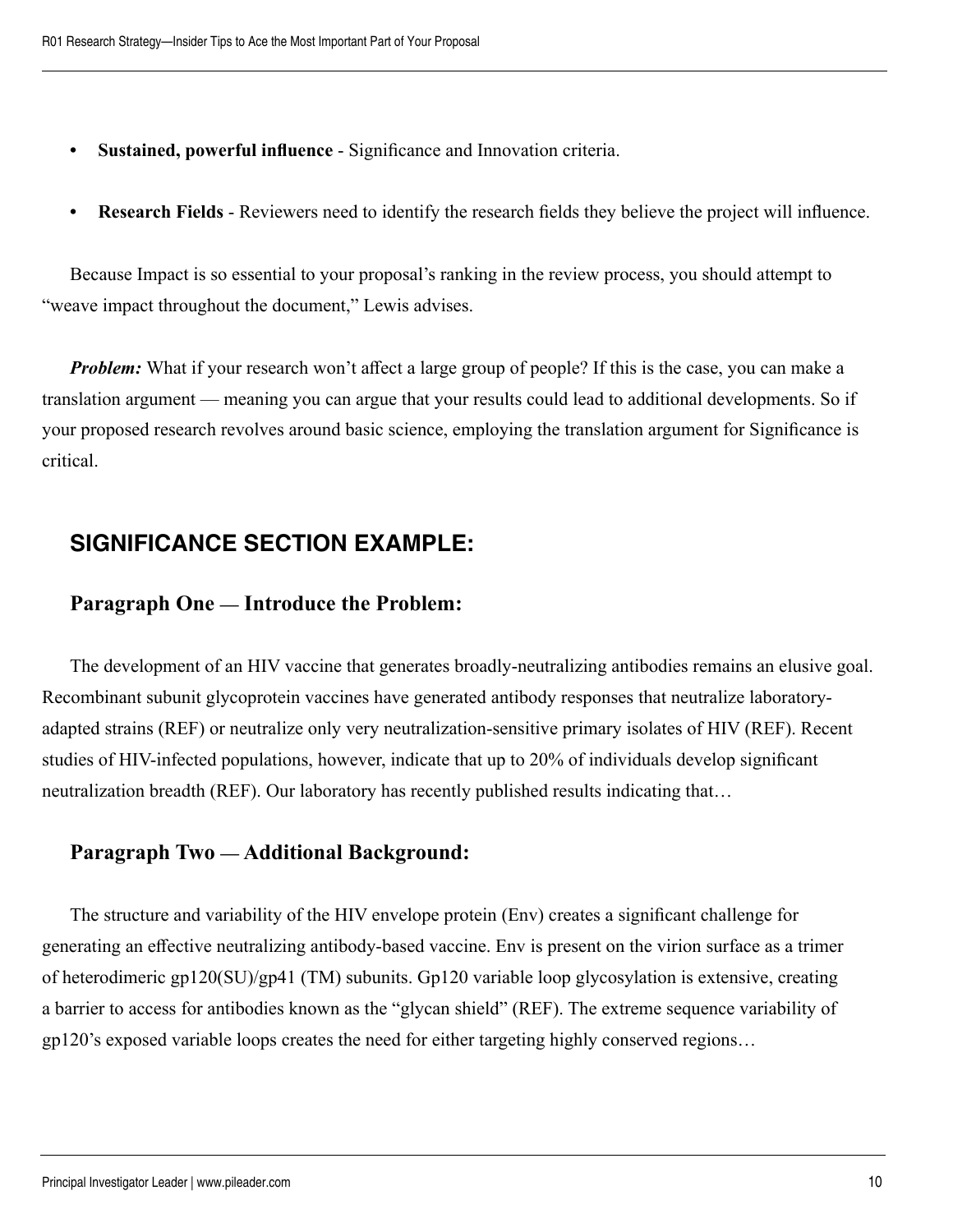- **Sustained, powerful influence** - Significance and Innovation criteria.
- **Research Fields** - Reviewers need to identify the research fields they believe the project will influence.

Because Impact is so essential to your proposal's ranking in the review process, you should attempt to "weave impact throughout the document," Lewis advises.

***Problem:*** What if your research won't affect a large group of people? If this is the case, you can make a translation argument — meaning you can argue that your results could lead to additional developments. So if your proposed research revolves around basic science, employing the translation argument for Significance is critical.

## SIGNIFICANCE SECTION EXAMPLE:

### Paragraph One — Introduce the Problem:

The development of an HIV vaccine that generates broadly-neutralizing antibodies remains an elusive goal. Recombinant subunit glycoprotein vaccines have generated antibody responses that neutralize laboratory-adapted strains (REF) or neutralize only very neutralization-sensitive primary isolates of HIV (REF). Recent studies of HIV-infected populations, however, indicate that up to 20% of individuals develop significant neutralization breadth (REF). Our laboratory has recently published results indicating that…

### Paragraph Two — Additional Background:

The structure and variability of the HIV envelope protein (Env) creates a significant challenge for generating an effective neutralizing antibody-based vaccine. Env is present on the virion surface as a trimer of heterodimeric gp120(SU)/gp41 (TM) subunits. Gp120 variable loop glycosylation is extensive, creating a barrier to access for antibodies known as the "glycan shield" (REF). The extreme sequence variability of gp120's exposed variable loops creates the need for either targeting highly conserved regions…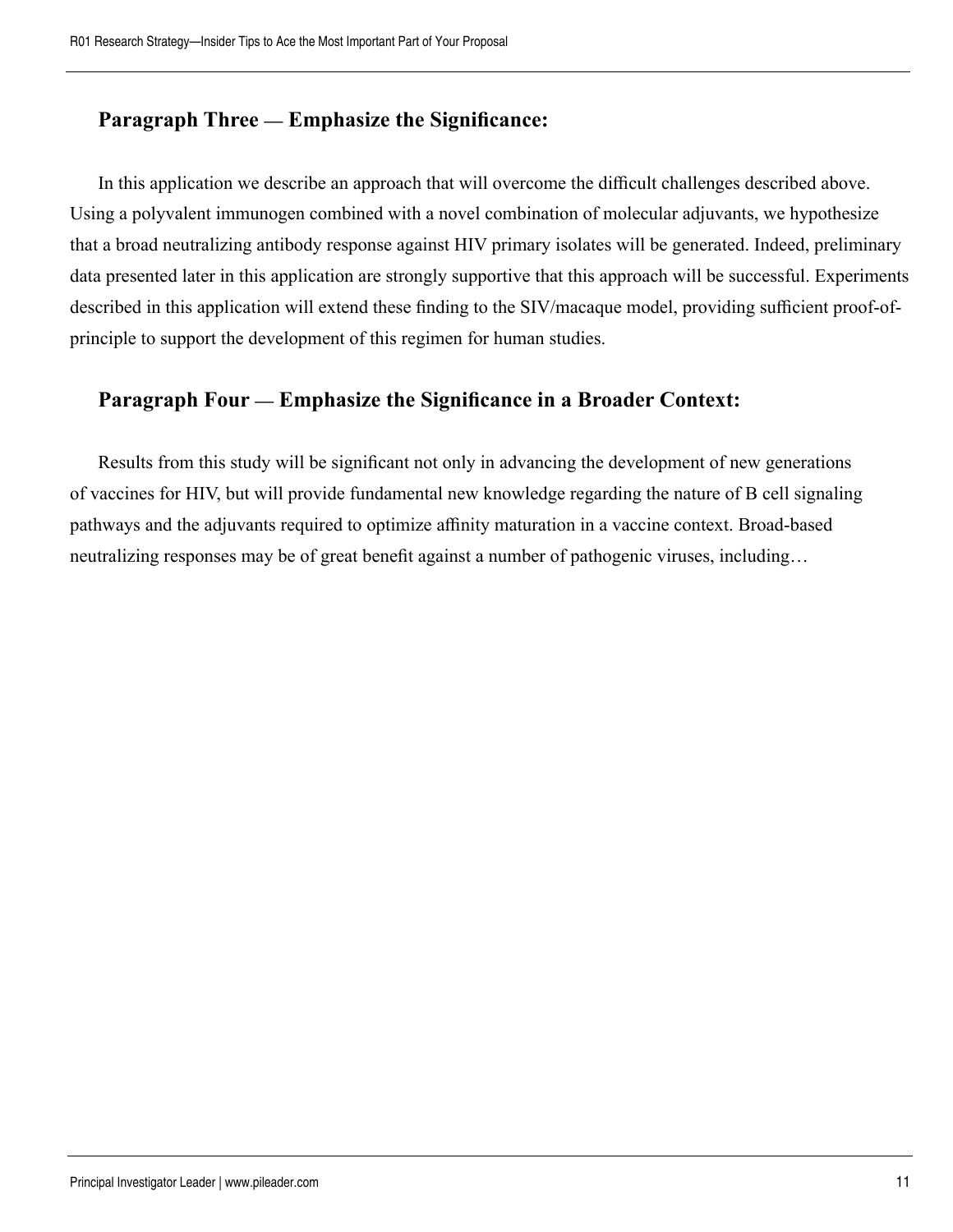### Paragraph Three — Emphasize the Significance:

In this application we describe an approach that will overcome the difficult challenges described above. Using a polyvalent immunogen combined with a novel combination of molecular adjuvants, we hypothesize that a broad neutralizing antibody response against HIV primary isolates will be generated. Indeed, preliminary data presented later in this application are strongly supportive that this approach will be successful. Experiments described in this application will extend these finding to the SIV/macaque model, providing sufficient proof-of-principle to support the development of this regimen for human studies.

### Paragraph Four — Emphasize the Significance in a Broader Context:

Results from this study will be significant not only in advancing the development of new generations of vaccines for HIV, but will provide fundamental new knowledge regarding the nature of B cell signaling pathways and the adjuvants required to optimize affinity maturation in a vaccine context. Broad-based neutralizing responses may be of great benefit against a number of pathogenic viruses, including…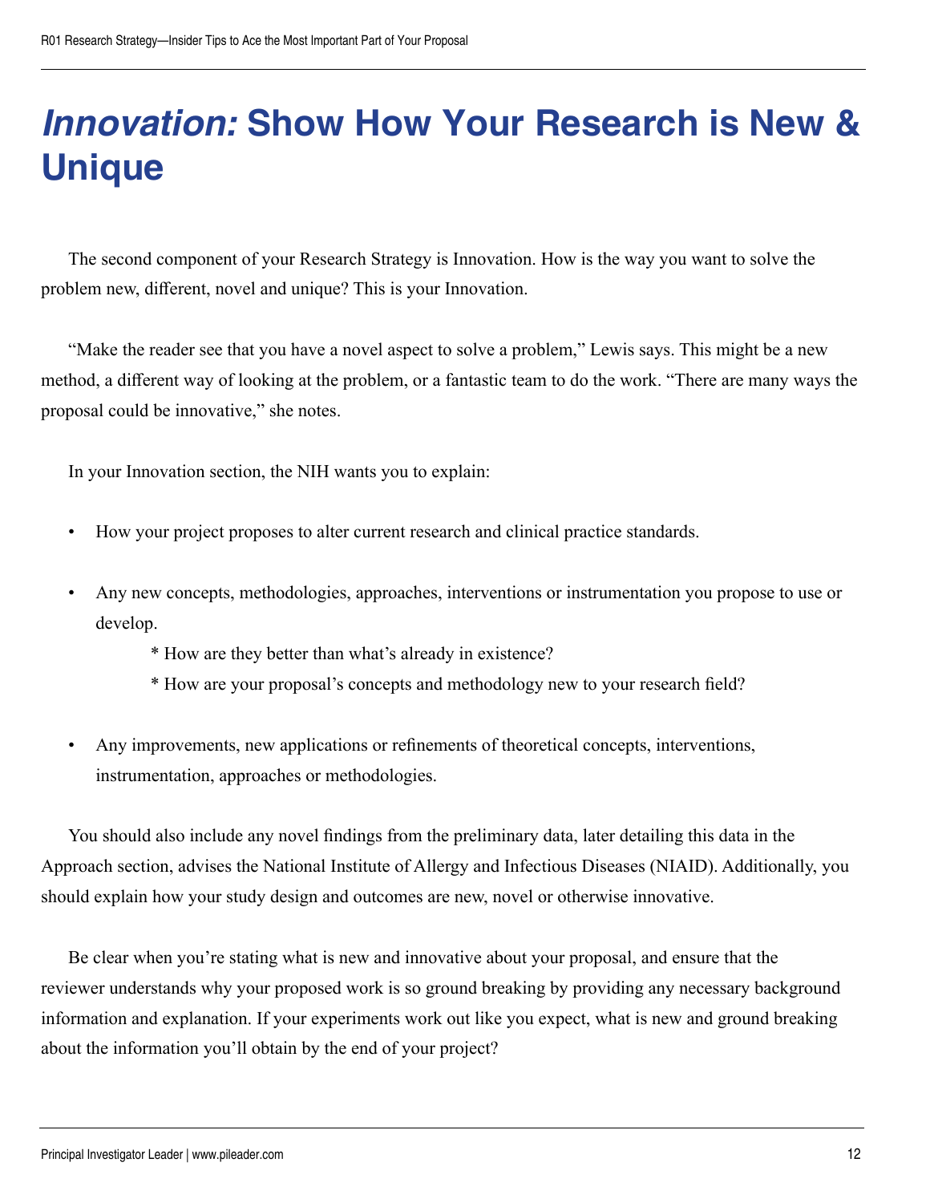# *Innovation:* Show How Your Research is New & Unique

The second component of your Research Strategy is Innovation. How is the way you want to solve the problem new, different, novel and unique? This is your Innovation.

"Make the reader see that you have a novel aspect to solve a problem," Lewis says. This might be a new method, a different way of looking at the problem, or a fantastic team to do the work. "There are many ways the proposal could be innovative," she notes.

In your Innovation section, the NIH wants you to explain:

- How your project proposes to alter current research and clinical practice standards.
- Any new concepts, methodologies, approaches, interventions or instrumentation you propose to use or develop.
  - * How are they better than what's already in existence?
  - * How are your proposal's concepts and methodology new to your research field?
- Any improvements, new applications or refinements of theoretical concepts, interventions, instrumentation, approaches or methodologies.

You should also include any novel findings from the preliminary data, later detailing this data in the Approach section, advises the National Institute of Allergy and Infectious Diseases (NIAID). Additionally, you should explain how your study design and outcomes are new, novel or otherwise innovative.

Be clear when you're stating what is new and innovative about your proposal, and ensure that the reviewer understands why your proposed work is so ground breaking by providing any necessary background information and explanation. If your experiments work out like you expect, what is new and ground breaking about the information you'll obtain by the end of your project?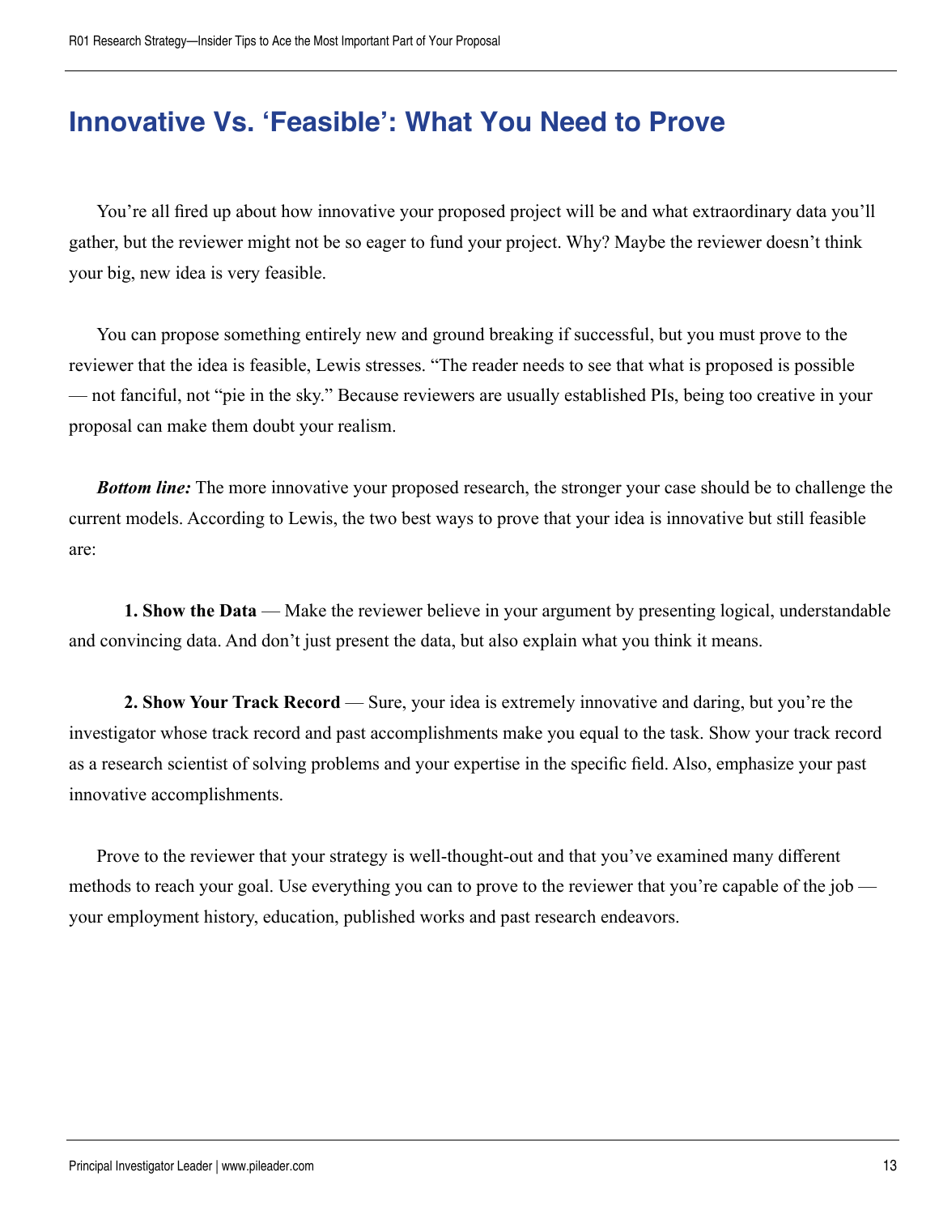# Innovative Vs. 'Feasible': What You Need to Prove

You're all fired up about how innovative your proposed project will be and what extraordinary data you'll gather, but the reviewer might not be so eager to fund your project. Why? Maybe the reviewer doesn't think your big, new idea is very feasible.

You can propose something entirely new and ground breaking if successful, but you must prove to the reviewer that the idea is feasible, Lewis stresses. "The reader needs to see that what is proposed is possible — not fanciful, not "pie in the sky." Because reviewers are usually established PIs, being too creative in your proposal can make them doubt your realism.

***Bottom line:*** The more innovative your proposed research, the stronger your case should be to challenge the current models. According to Lewis, the two best ways to prove that your idea is innovative but still feasible are:

**1. Show the Data** — Make the reviewer believe in your argument by presenting logical, understandable and convincing data. And don't just present the data, but also explain what you think it means.

**2. Show Your Track Record** — Sure, your idea is extremely innovative and daring, but you're the investigator whose track record and past accomplishments make you equal to the task. Show your track record as a research scientist of solving problems and your expertise in the specific field. Also, emphasize your past innovative accomplishments.

Prove to the reviewer that your strategy is well-thought-out and that you've examined many different methods to reach your goal. Use everything you can to prove to the reviewer that you're capable of the job — your employment history, education, published works and past research endeavors.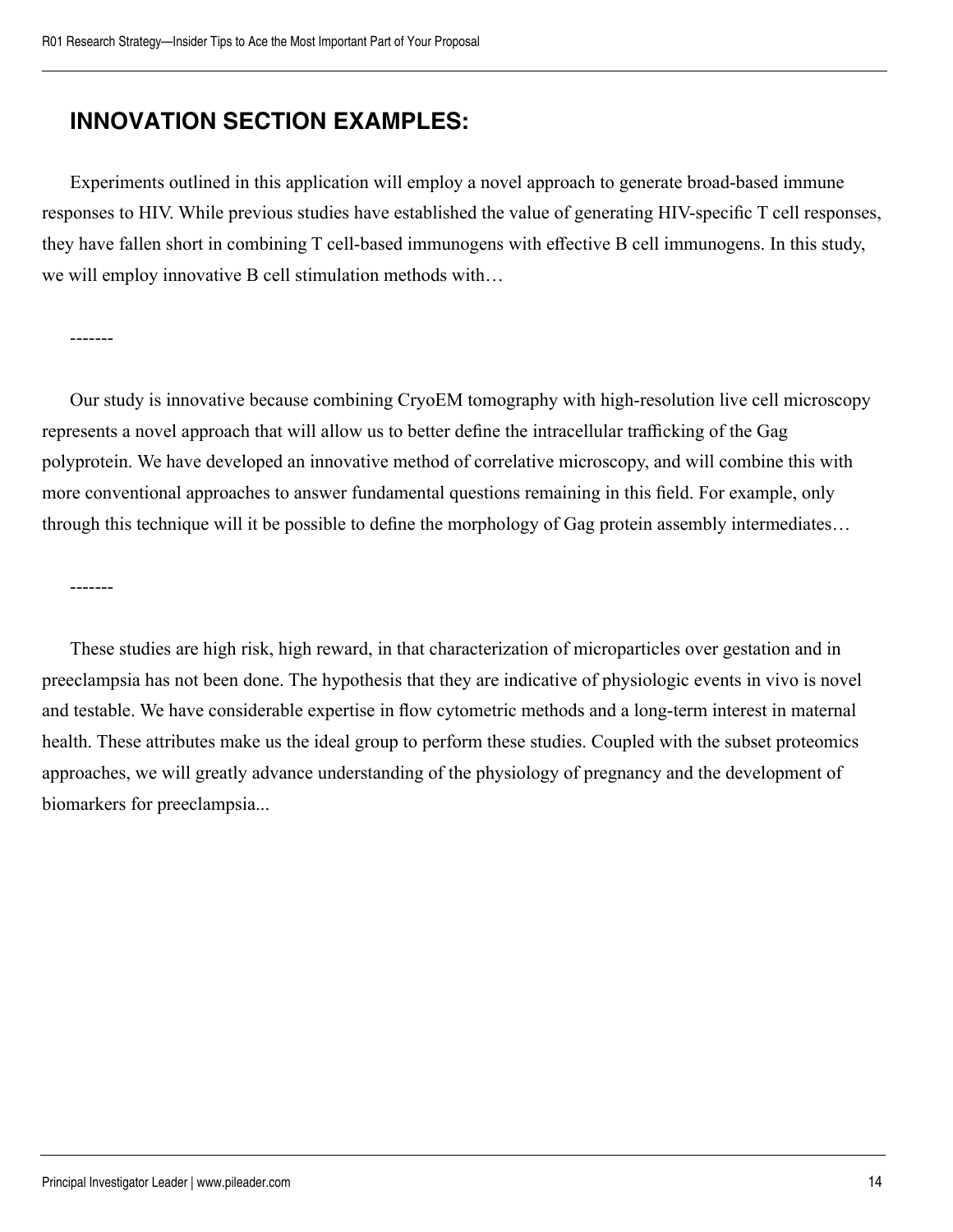## INNOVATION SECTION EXAMPLES:

Experiments outlined in this application will employ a novel approach to generate broad-based immune responses to HIV. While previous studies have established the value of generating HIV-specific T cell responses, they have fallen short in combining T cell-based immunogens with effective B cell immunogens. In this study, we will employ innovative B cell stimulation methods with…

-------

Our study is innovative because combining CryoEM tomography with high-resolution live cell microscopy represents a novel approach that will allow us to better define the intracellular trafficking of the Gag polyprotein. We have developed an innovative method of correlative microscopy, and will combine this with more conventional approaches to answer fundamental questions remaining in this field. For example, only through this technique will it be possible to define the morphology of Gag protein assembly intermediates…

-------

These studies are high risk, high reward, in that characterization of microparticles over gestation and in preeclampsia has not been done. The hypothesis that they are indicative of physiologic events in vivo is novel and testable. We have considerable expertise in flow cytometric methods and a long-term interest in maternal health. These attributes make us the ideal group to perform these studies. Coupled with the subset proteomics approaches, we will greatly advance understanding of the physiology of pregnancy and the development of biomarkers for preeclampsia...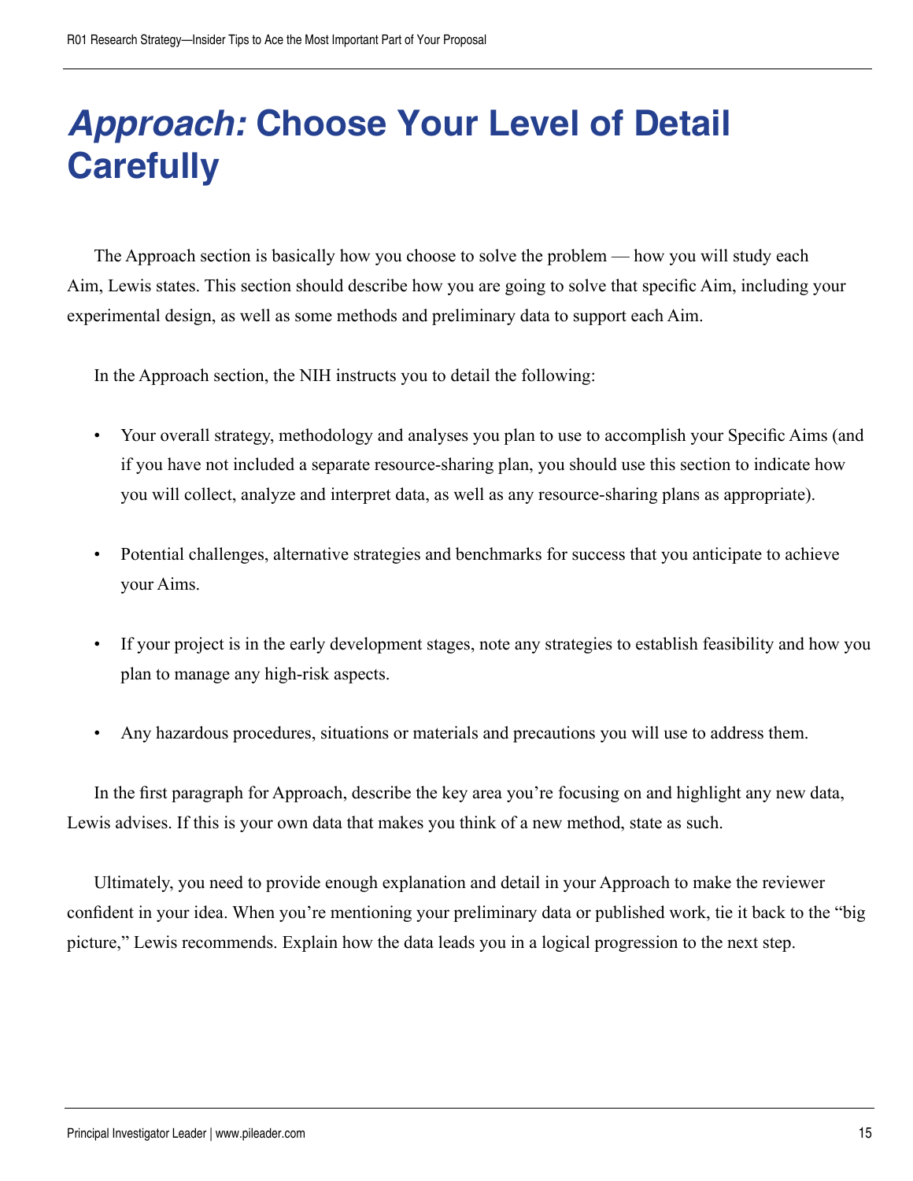# *Approach:* Choose Your Level of Detail Carefully

The Approach section is basically how you choose to solve the problem — how you will study each Aim, Lewis states. This section should describe how you are going to solve that specific Aim, including your experimental design, as well as some methods and preliminary data to support each Aim.

In the Approach section, the NIH instructs you to detail the following:

- Your overall strategy, methodology and analyses you plan to use to accomplish your Specific Aims (and if you have not included a separate resource-sharing plan, you should use this section to indicate how you will collect, analyze and interpret data, as well as any resource-sharing plans as appropriate).
- Potential challenges, alternative strategies and benchmarks for success that you anticipate to achieve your Aims.
- If your project is in the early development stages, note any strategies to establish feasibility and how you plan to manage any high-risk aspects.
- Any hazardous procedures, situations or materials and precautions you will use to address them.

In the first paragraph for Approach, describe the key area you're focusing on and highlight any new data, Lewis advises. If this is your own data that makes you think of a new method, state as such.

Ultimately, you need to provide enough explanation and detail in your Approach to make the reviewer confident in your idea. When you're mentioning your preliminary data or published work, tie it back to the "big picture," Lewis recommends. Explain how the data leads you in a logical progression to the next step.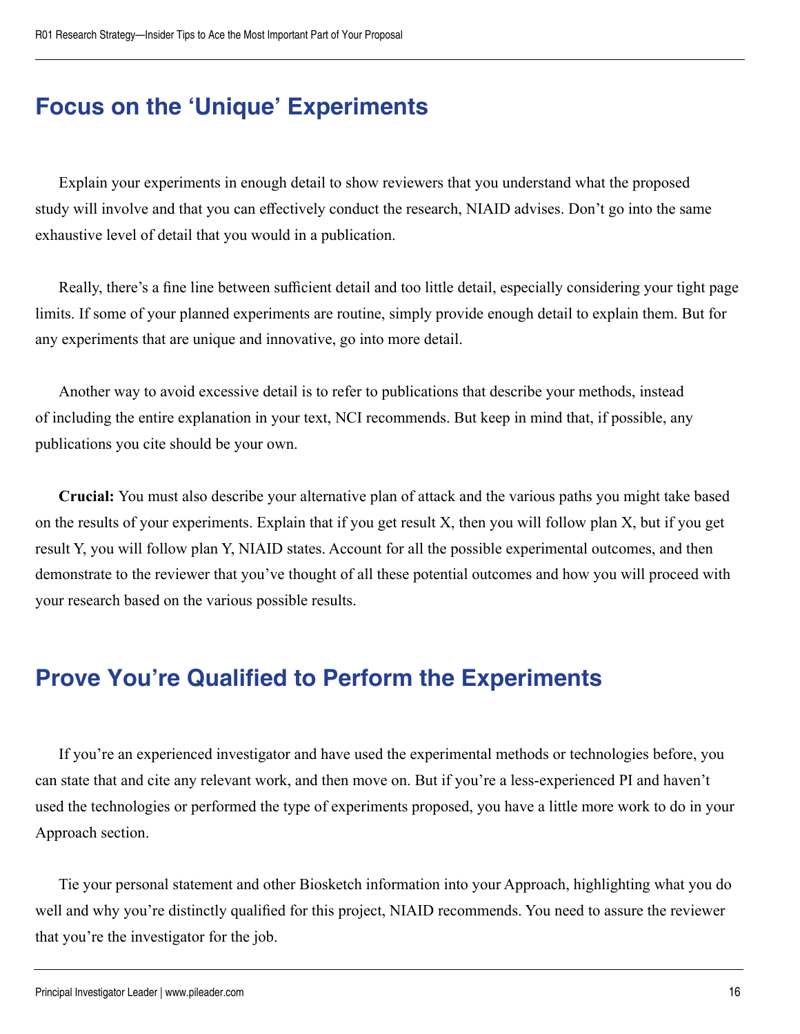## Focus on the 'Unique' Experiments

Explain your experiments in enough detail to show reviewers that you understand what the proposed study will involve and that you can effectively conduct the research, NIAID advises. Don't go into the same exhaustive level of detail that you would in a publication.

Really, there's a fine line between sufficient detail and too little detail, especially considering your tight page limits. If some of your planned experiments are routine, simply provide enough detail to explain them. But for any experiments that are unique and innovative, go into more detail.

Another way to avoid excessive detail is to refer to publications that describe your methods, instead of including the entire explanation in your text, NCI recommends. But keep in mind that, if possible, any publications you cite should be your own.

**Crucial:** You must also describe your alternative plan of attack and the various paths you might take based on the results of your experiments. Explain that if you get result X, then you will follow plan X, but if you get result Y, you will follow plan Y, NIAID states. Account for all the possible experimental outcomes, and then demonstrate to the reviewer that you've thought of all these potential outcomes and how you will proceed with your research based on the various possible results.

## Prove You're Qualified to Perform the Experiments

If you're an experienced investigator and have used the experimental methods or technologies before, you can state that and cite any relevant work, and then move on. But if you're a less-experienced PI and haven't used the technologies or performed the type of experiments proposed, you have a little more work to do in your Approach section.

Tie your personal statement and other Biosketch information into your Approach, highlighting what you do well and why you're distinctly qualified for this project, NIAID recommends. You need to assure the reviewer that you're the investigator for the job.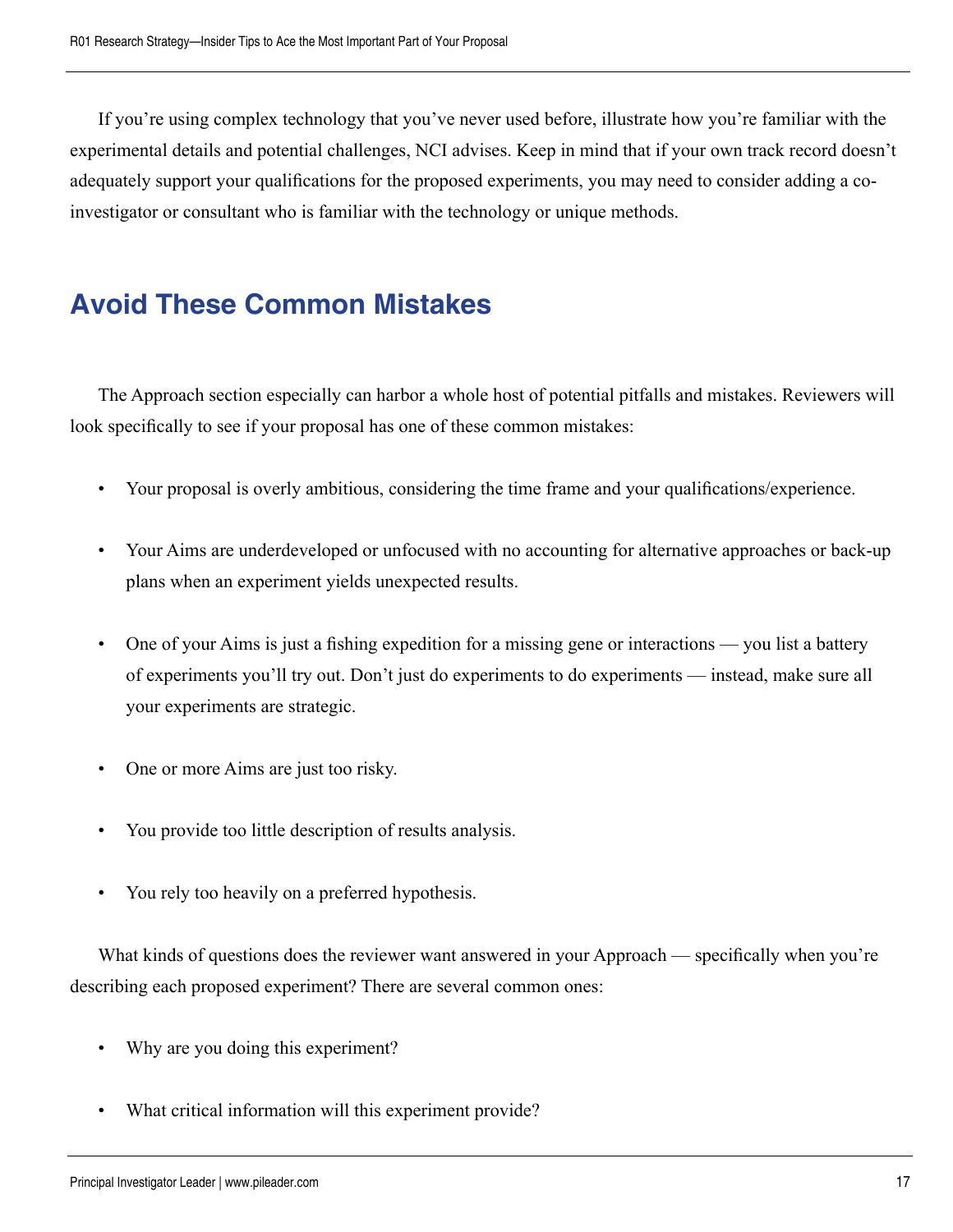If you're using complex technology that you've never used before, illustrate how you're familiar with the experimental details and potential challenges, NCI advises. Keep in mind that if your own track record doesn't adequately support your qualifications for the proposed experiments, you may need to consider adding a co-investigator or consultant who is familiar with the technology or unique methods.

## Avoid These Common Mistakes

The Approach section especially can harbor a whole host of potential pitfalls and mistakes. Reviewers will look specifically to see if your proposal has one of these common mistakes:

- Your proposal is overly ambitious, considering the time frame and your qualifications/experience.
- Your Aims are underdeveloped or unfocused with no accounting for alternative approaches or back-up plans when an experiment yields unexpected results.
- One of your Aims is just a fishing expedition for a missing gene or interactions — you list a battery of experiments you'll try out. Don't just do experiments to do experiments — instead, make sure all your experiments are strategic.
- One or more Aims are just too risky.
- You provide too little description of results analysis.
- You rely too heavily on a preferred hypothesis.

What kinds of questions does the reviewer want answered in your Approach — specifically when you're describing each proposed experiment? There are several common ones:

- Why are you doing this experiment?
- What critical information will this experiment provide?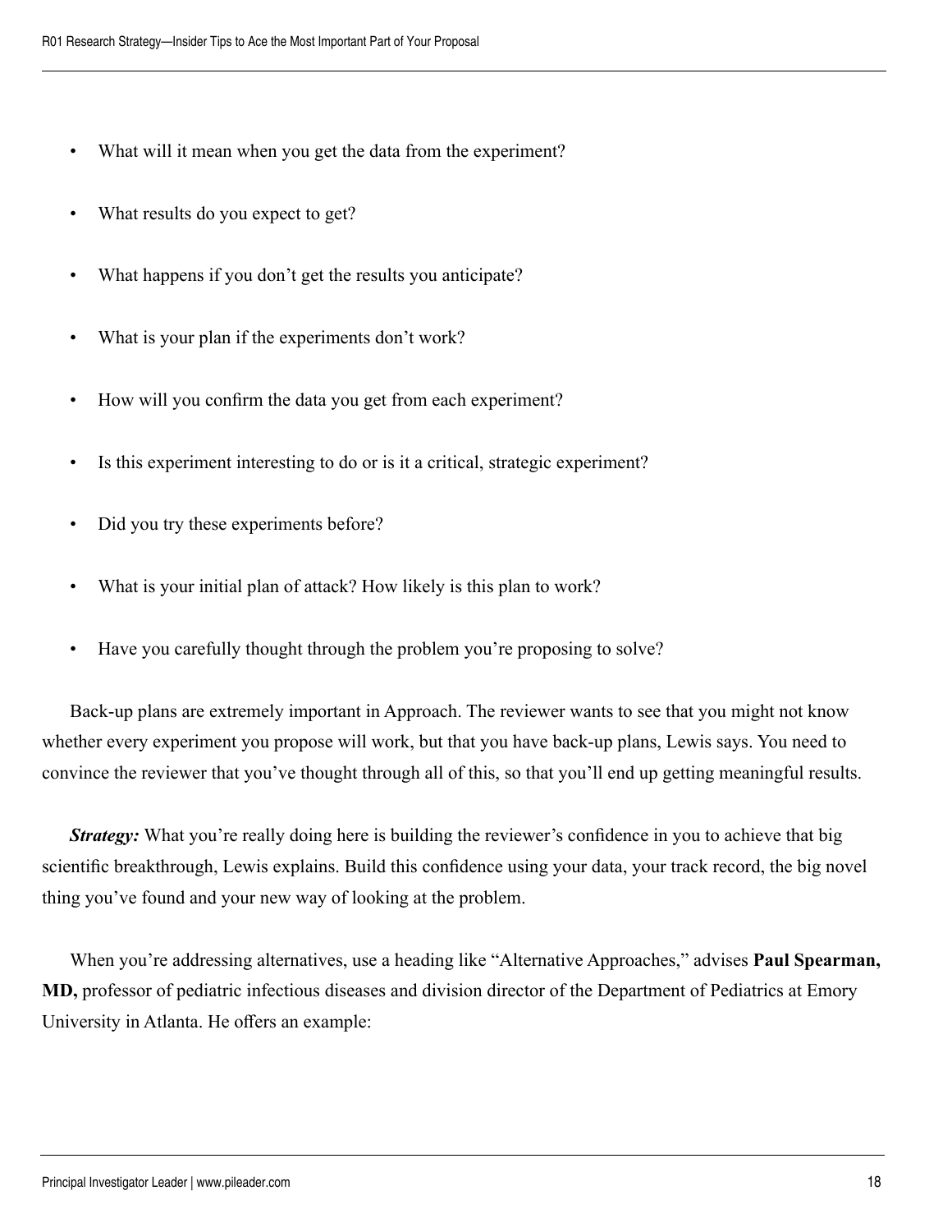- What will it mean when you get the data from the experiment?
- What results do you expect to get?
- What happens if you don't get the results you anticipate?
- What is your plan if the experiments don't work?
- How will you confirm the data you get from each experiment?
- Is this experiment interesting to do or is it a critical, strategic experiment?
- Did you try these experiments before?
- What is your initial plan of attack? How likely is this plan to work?
- Have you carefully thought through the problem you're proposing to solve?

Back-up plans are extremely important in Approach. The reviewer wants to see that you might not know whether every experiment you propose will work, but that you have back-up plans, Lewis says. You need to convince the reviewer that you've thought through all of this, so that you'll end up getting meaningful results.

***Strategy:*** What you're really doing here is building the reviewer's confidence in you to achieve that big scientific breakthrough, Lewis explains. Build this confidence using your data, your track record, the big novel thing you've found and your new way of looking at the problem.

When you're addressing alternatives, use a heading like "Alternative Approaches," advises **Paul Spearman, MD,** professor of pediatric infectious diseases and division director of the Department of Pediatrics at Emory University in Atlanta. He offers an example: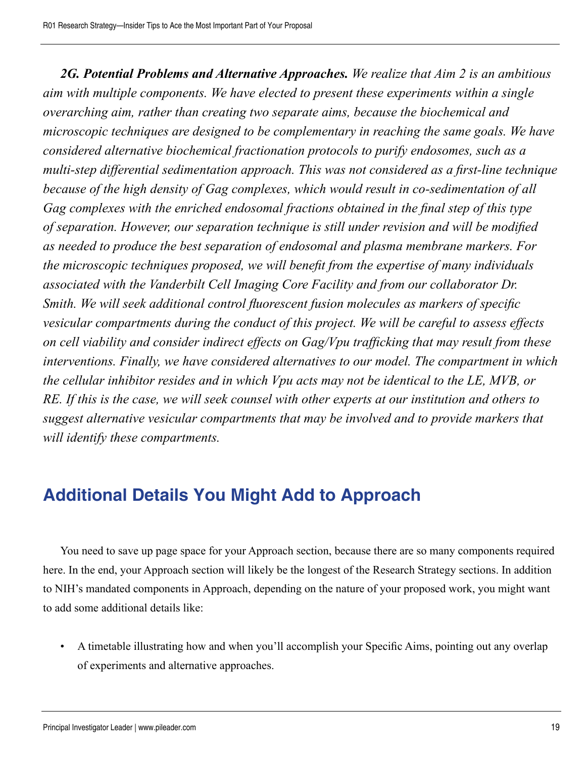***2G. Potential Problems and Alternative Approaches.*** *We realize that Aim 2 is an ambitious aim with multiple components. We have elected to present these experiments within a single overarching aim, rather than creating two separate aims, because the biochemical and microscopic techniques are designed to be complementary in reaching the same goals. We have considered alternative biochemical fractionation protocols to purify endosomes, such as a multi-step differential sedimentation approach. This was not considered as a first-line technique because of the high density of Gag complexes, which would result in co-sedimentation of all Gag complexes with the enriched endosomal fractions obtained in the final step of this type of separation. However, our separation technique is still under revision and will be modified as needed to produce the best separation of endosomal and plasma membrane markers. For the microscopic techniques proposed, we will benefit from the expertise of many individuals associated with the Vanderbilt Cell Imaging Core Facility and from our collaborator Dr. Smith. We will seek additional control fluorescent fusion molecules as markers of specific vesicular compartments during the conduct of this project. We will be careful to assess effects on cell viability and consider indirect effects on Gag/Vpu trafficking that may result from these interventions. Finally, we have considered alternatives to our model. The compartment in which the cellular inhibitor resides and in which Vpu acts may not be identical to the LE, MVB, or RE. If this is the case, we will seek counsel with other experts at our institution and others to suggest alternative vesicular compartments that may be involved and to provide markers that will identify these compartments.*

## Additional Details You Might Add to Approach

You need to save up page space for your Approach section, because there are so many components required here. In the end, your Approach section will likely be the longest of the Research Strategy sections. In addition to NIH's mandated components in Approach, depending on the nature of your proposed work, you might want to add some additional details like:

- A timetable illustrating how and when you'll accomplish your Specific Aims, pointing out any overlap of experiments and alternative approaches.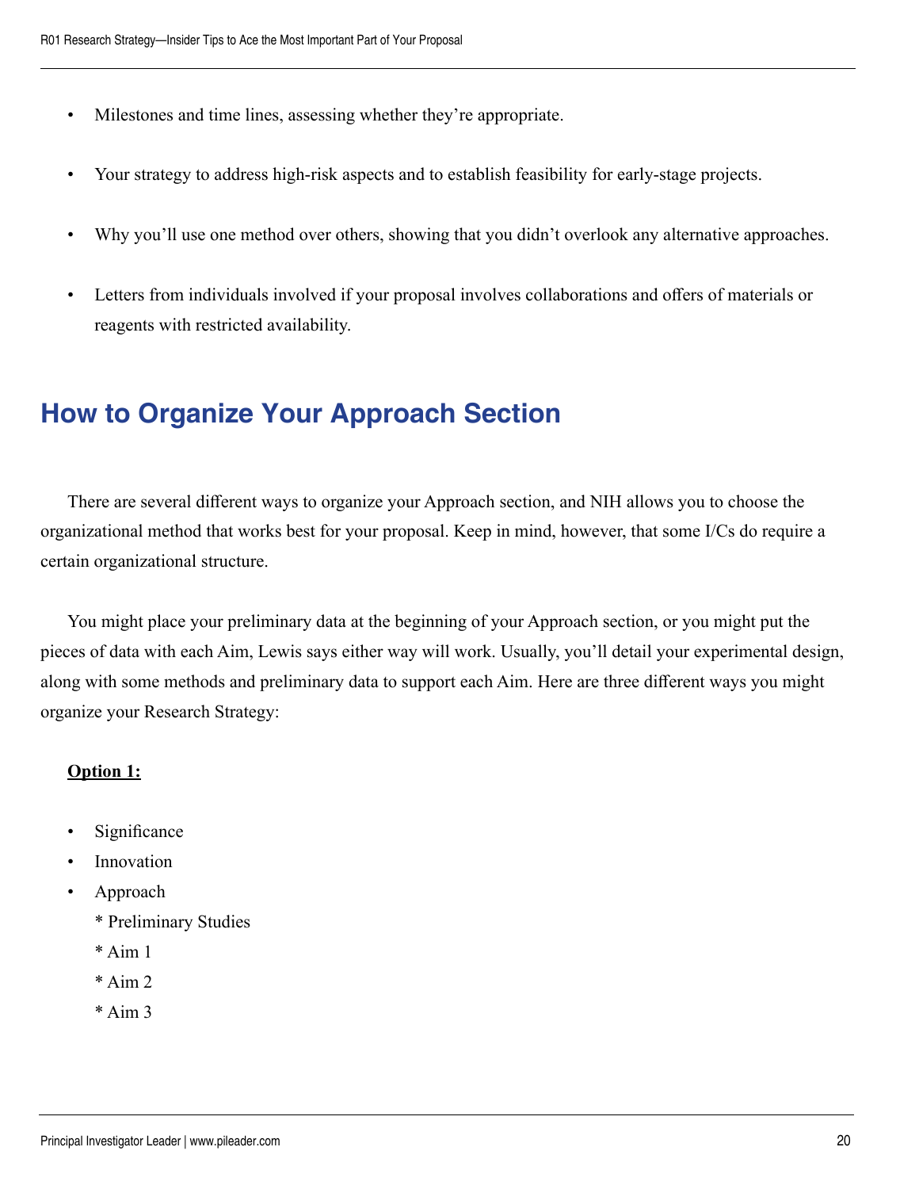- Milestones and time lines, assessing whether they're appropriate.
- Your strategy to address high-risk aspects and to establish feasibility for early-stage projects.
- Why you'll use one method over others, showing that you didn't overlook any alternative approaches.
- Letters from individuals involved if your proposal involves collaborations and offers of materials or reagents with restricted availability.

## How to Organize Your Approach Section

There are several different ways to organize your Approach section, and NIH allows you to choose the organizational method that works best for your proposal. Keep in mind, however, that some I/Cs do require a certain organizational structure.

You might place your preliminary data at the beginning of your Approach section, or you might put the pieces of data with each Aim, Lewis says either way will work. Usually, you'll detail your experimental design, along with some methods and preliminary data to support each Aim. Here are three different ways you might organize your Research Strategy:

**Option 1:**

- Significance
- Innovation
- Approach
  * Preliminary Studies
  * Aim 1
  * Aim 2
  * Aim 3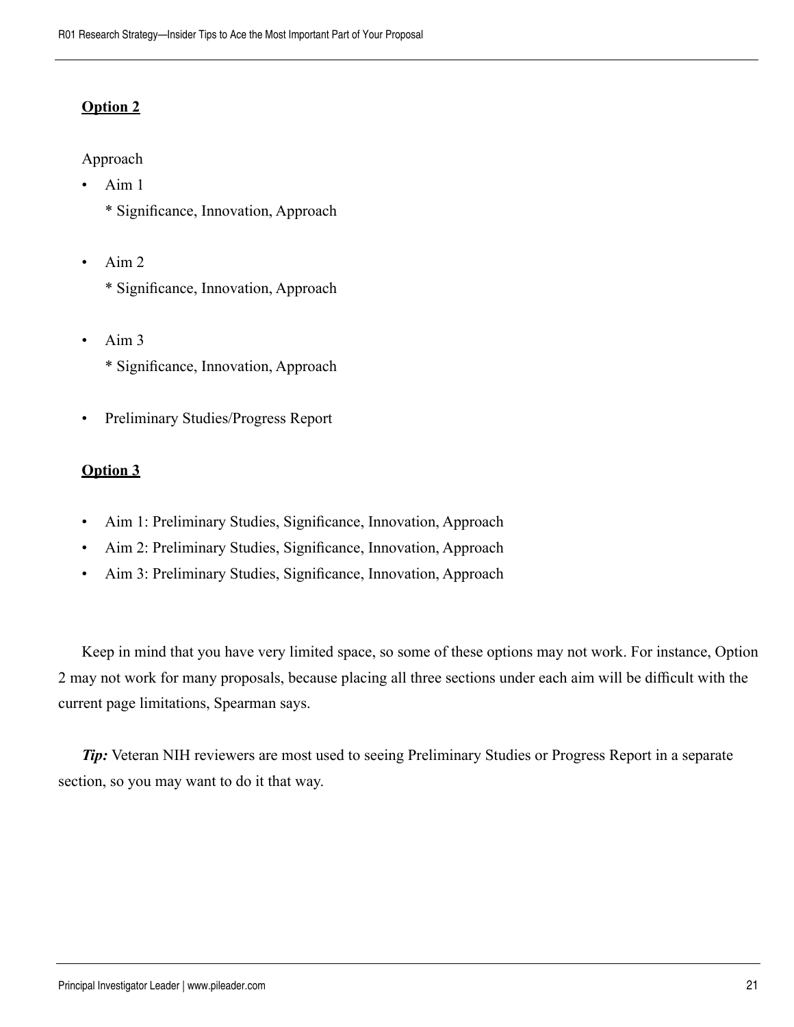**Option 2**

Approach

- Aim 1

  * Significance, Innovation, Approach

- Aim 2

  * Significance, Innovation, Approach

- Aim 3

  * Significance, Innovation, Approach

- Preliminary Studies/Progress Report

**Option 3**

- Aim 1: Preliminary Studies, Significance, Innovation, Approach
- Aim 2: Preliminary Studies, Significance, Innovation, Approach
- Aim 3: Preliminary Studies, Significance, Innovation, Approach

Keep in mind that you have very limited space, so some of these options may not work. For instance, Option 2 may not work for many proposals, because placing all three sections under each aim will be difficult with the current page limitations, Spearman says.

***Tip:*** Veteran NIH reviewers are most used to seeing Preliminary Studies or Progress Report in a separate section, so you may want to do it that way.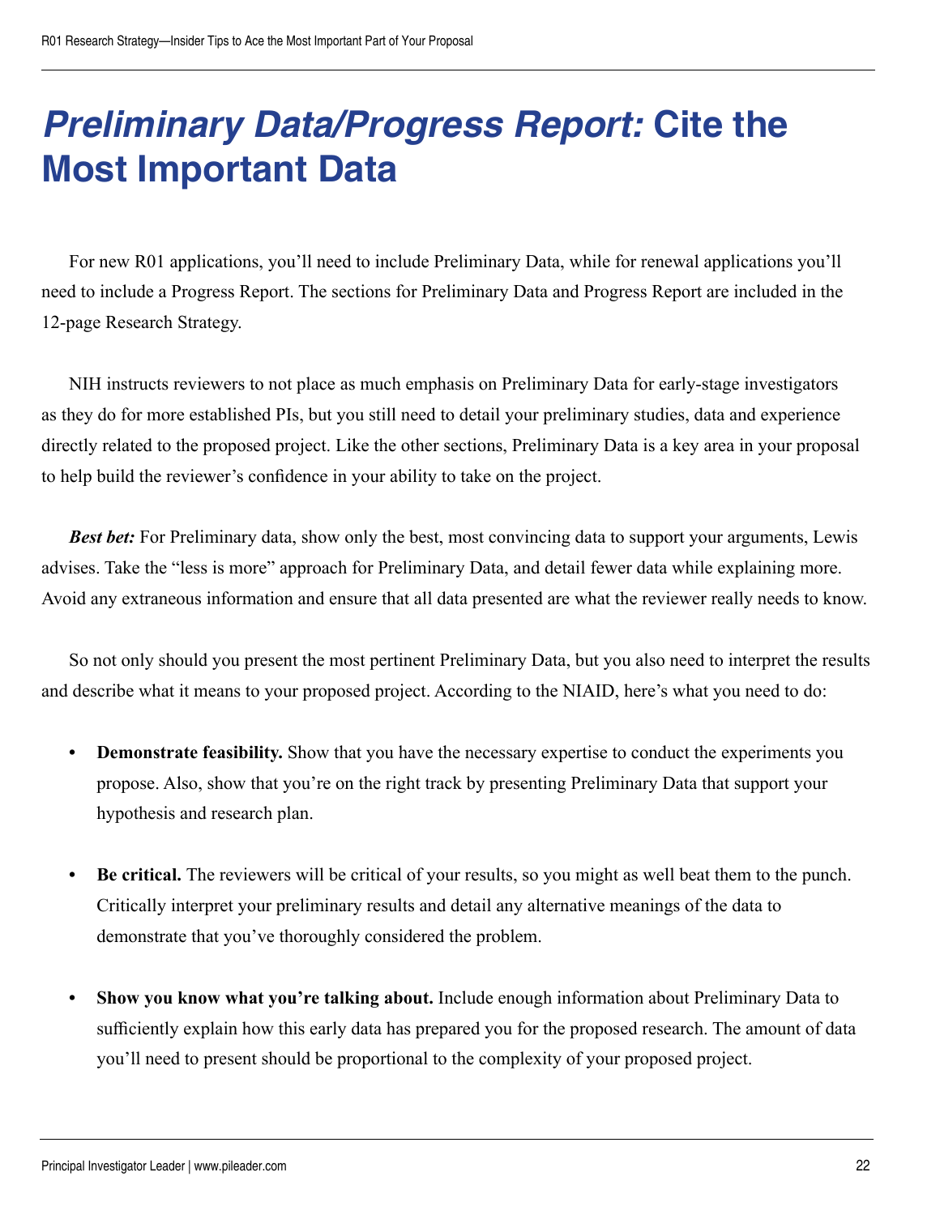# *Preliminary Data/Progress Report:* Cite the Most Important Data

For new R01 applications, you'll need to include Preliminary Data, while for renewal applications you'll need to include a Progress Report. The sections for Preliminary Data and Progress Report are included in the 12-page Research Strategy.

NIH instructs reviewers to not place as much emphasis on Preliminary Data for early-stage investigators as they do for more established PIs, but you still need to detail your preliminary studies, data and experience directly related to the proposed project. Like the other sections, Preliminary Data is a key area in your proposal to help build the reviewer's confidence in your ability to take on the project.

***Best bet:*** For Preliminary data, show only the best, most convincing data to support your arguments, Lewis advises. Take the "less is more" approach for Preliminary Data, and detail fewer data while explaining more. Avoid any extraneous information and ensure that all data presented are what the reviewer really needs to know.

So not only should you present the most pertinent Preliminary Data, but you also need to interpret the results and describe what it means to your proposed project. According to the NIAID, here's what you need to do:

- **Demonstrate feasibility.** Show that you have the necessary expertise to conduct the experiments you propose. Also, show that you're on the right track by presenting Preliminary Data that support your hypothesis and research plan.
- **Be critical.** The reviewers will be critical of your results, so you might as well beat them to the punch. Critically interpret your preliminary results and detail any alternative meanings of the data to demonstrate that you've thoroughly considered the problem.
- **Show you know what you're talking about.** Include enough information about Preliminary Data to sufficiently explain how this early data has prepared you for the proposed research. The amount of data you'll need to present should be proportional to the complexity of your proposed project.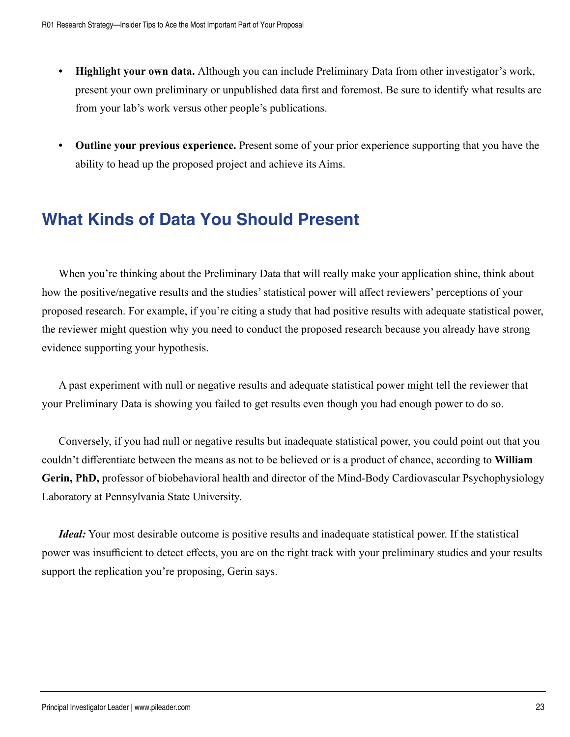- **Highlight your own data.** Although you can include Preliminary Data from other investigator's work, present your own preliminary or unpublished data first and foremost. Be sure to identify what results are from your lab's work versus other people's publications.

- **Outline your previous experience.** Present some of your prior experience supporting that you have the ability to head up the proposed project and achieve its Aims.

## What Kinds of Data You Should Present

When you're thinking about the Preliminary Data that will really make your application shine, think about how the positive/negative results and the studies' statistical power will affect reviewers' perceptions of your proposed research. For example, if you're citing a study that had positive results with adequate statistical power, the reviewer might question why you need to conduct the proposed research because you already have strong evidence supporting your hypothesis.

A past experiment with null or negative results and adequate statistical power might tell the reviewer that your Preliminary Data is showing you failed to get results even though you had enough power to do so.

Conversely, if you had null or negative results but inadequate statistical power, you could point out that you couldn't differentiate between the means as not to be believed or is a product of chance, according to **William Gerin, PhD,** professor of biobehavioral health and director of the Mind-Body Cardiovascular Psychophysiology Laboratory at Pennsylvania State University.

***Ideal:*** Your most desirable outcome is positive results and inadequate statistical power. If the statistical power was insufficient to detect effects, you are on the right track with your preliminary studies and your results support the replication you're proposing, Gerin says.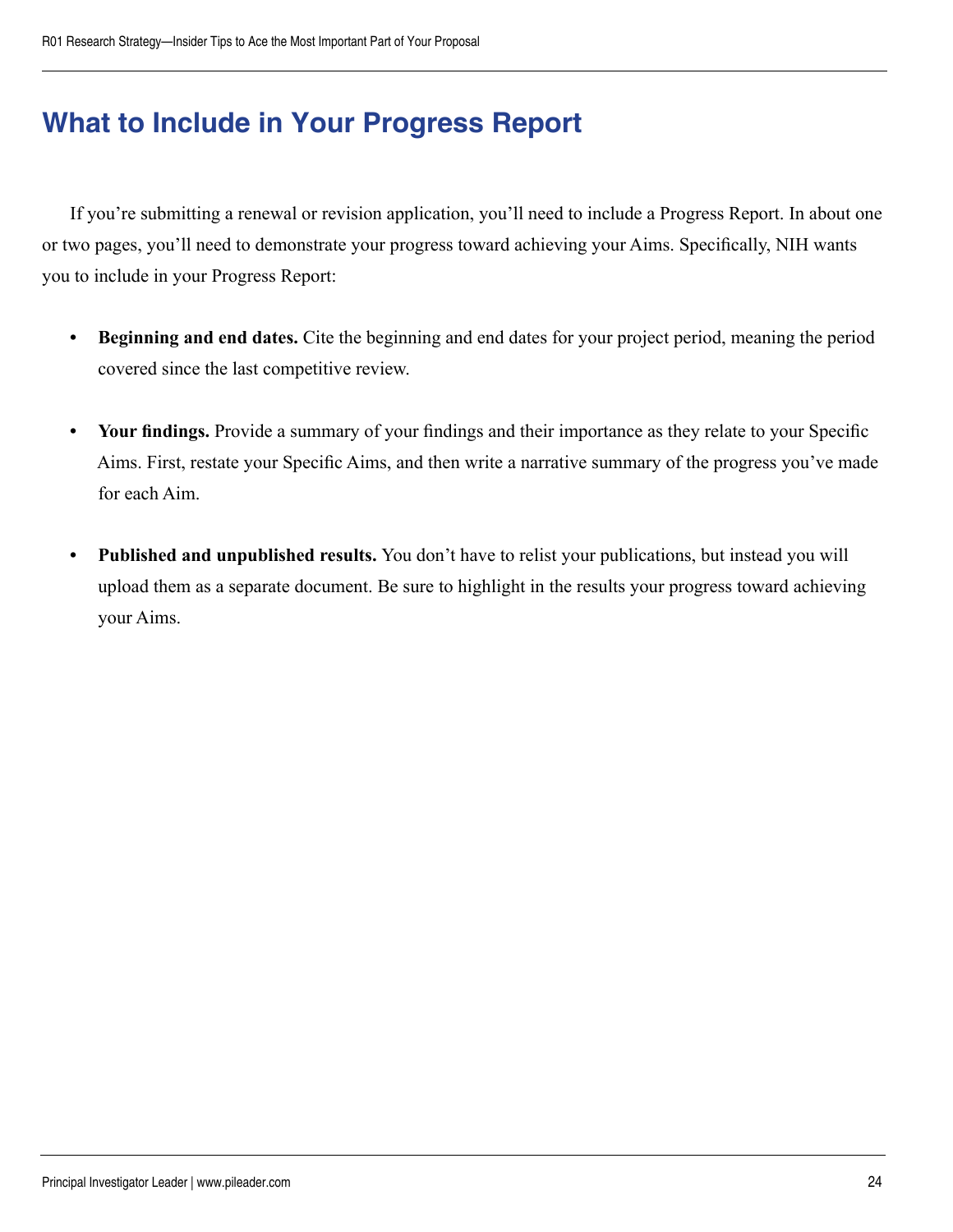# What to Include in Your Progress Report

If you're submitting a renewal or revision application, you'll need to include a Progress Report. In about one or two pages, you'll need to demonstrate your progress toward achieving your Aims. Specifically, NIH wants you to include in your Progress Report:

- **Beginning and end dates.** Cite the beginning and end dates for your project period, meaning the period covered since the last competitive review.

- **Your findings.** Provide a summary of your findings and their importance as they relate to your Specific Aims. First, restate your Specific Aims, and then write a narrative summary of the progress you've made for each Aim.

- **Published and unpublished results.** You don't have to relist your publications, but instead you will upload them as a separate document. Be sure to highlight in the results your progress toward achieving your Aims.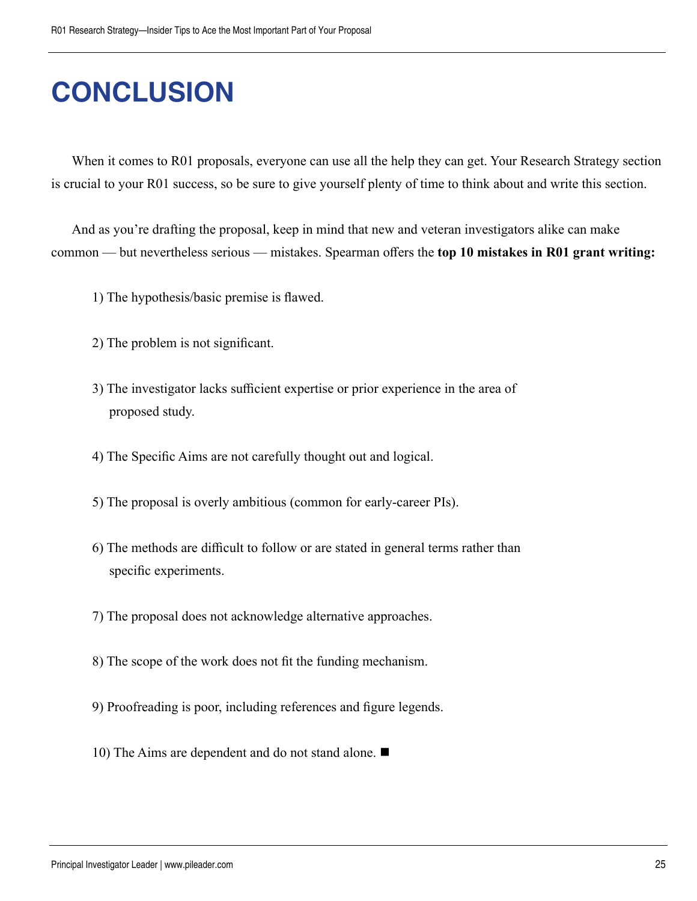# CONCLUSION

When it comes to R01 proposals, everyone can use all the help they can get. Your Research Strategy section is crucial to your R01 success, so be sure to give yourself plenty of time to think about and write this section.

And as you're drafting the proposal, keep in mind that new and veteran investigators alike can make common — but nevertheless serious — mistakes. Spearman offers the **top 10 mistakes in R01 grant writing:**

1) The hypothesis/basic premise is flawed.

2) The problem is not significant.

3) The investigator lacks sufficient expertise or prior experience in the area of proposed study.

4) The Specific Aims are not carefully thought out and logical.

5) The proposal is overly ambitious (common for early-career PIs).

6) The methods are difficult to follow or are stated in general terms rather than specific experiments.

7) The proposal does not acknowledge alternative approaches.

8) The scope of the work does not fit the funding mechanism.

9) Proofreading is poor, including references and figure legends.

10) The Aims are dependent and do not stand alone. ■